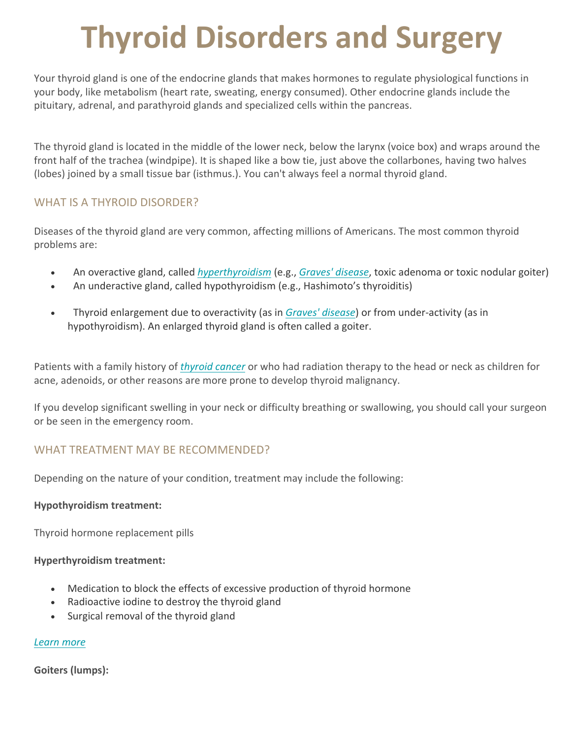# Thyroid Disorders and Surgery

Your thyroid gland is one of the endocrine glands that makes hormones to regulate physiological functions in your body, like metabolism (heart rate, sweating, energy consumed). Other endocrine glands include the pituitary, adrenal, and parathyroid glands and specialized cells within the pancreas.

The thyroid gland is located in the middle of the lower neck, below the larynx (voice box) and wraps around the front half of the trachea (windpipe). It is shaped like a bow tie, just above the collarbones, having two halves (lobes) joined by a small tissue bar (isthmus.). You can't always feel a normal thyroid gland.

## WHAT IS A THYROID DISORDER?

Diseases of the thyroid gland are very common, affecting millions of Americans. The most common thyroid problems are:

- An overactive gland, called *hyperthyroidism* (e.g., *Graves' disease*, toxic adenoma or toxic nodular goiter)
- An underactive gland, called hypothyroidism (e.g., Hashimoto's thyroiditis)
- Thyroid enlargement due to overactivity (as in *Graves' disease*) or from under-activity (as in hypothyroidism). An enlarged thyroid gland is often called a goiter.

Patients with a family history of *thyroid cancer* or who had radiation therapy to the head or neck as children for acne, adenoids, or other reasons are more prone to develop thyroid malignancy.

If you develop significant swelling in your neck or difficulty breathing or swallowing, you should call your surgeon or be seen in the emergency room.

## WHAT TREATMENT MAY BE RECOMMENDED?

Depending on the nature of your condition, treatment may include the following:

**Hypothyroidism treatment:**

Thyroid hormone replacement pills

**Hyperthyroidism treatment:**

- Medication to block the effects of excessive production of thyroid hormone
- Radioactive iodine to destroy the thyroid gland
- Surgical removal of the thyroid gland

*Learn more*

**Goiters (lumps):**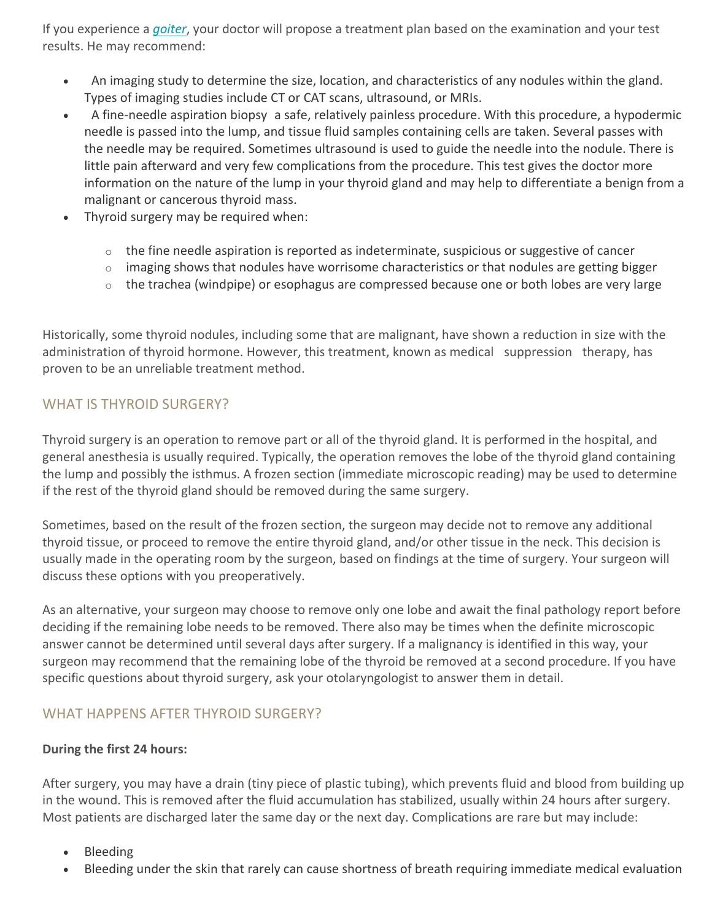If you experience a *goiter*, your doctor will propose a treatment plan based on the examination and your test results. He may recommend:

- An imaging study to determine the size, location, and characteristics of any nodules within the gland. Types of imaging studies include CT or CAT scans, ultrasound, or MRIs.
- A fine-needle aspiration biopsy a safe, relatively painless procedure. With this procedure, a hypodermic needle is passed into the lump, and tissue fluid samples containing cells are taken. Several passes with the needle may be required. Sometimes ultrasound is used to guide the needle into the nodule. There is little pain afterward and very few complications from the procedure. This test gives the doctor more information on the nature of the lump in your thyroid gland and may help to differentiate a benign from a malignant or cancerous thyroid mass.
- Thyroid surgery may be required when:
    - the fine needle aspiration is reported as indeterminate, suspicious or suggestive of cancer
    - imaging shows that nodules have worrisome characteristics or that nodules are getting bigger
    - the trachea (windpipe) or esophagus are compressed because one or both lobes are very large

Historically, some thyroid nodules, including some that are malignant, have shown a reduction in size with the administration of thyroid hormone. However, this treatment, known as medical suppression therapy, has proven to be an unreliable treatment method.

## WHAT IS THYROID SURGERY?

Thyroid surgery is an operation to remove part or all of the thyroid gland. It is performed in the hospital, and general anesthesia is usually required. Typically, the operation removes the lobe of the thyroid gland containing the lump and possibly the isthmus. A frozen section (immediate microscopic reading) may be used to determine if the rest of the thyroid gland should be removed during the same surgery.

Sometimes, based on the result of the frozen section, the surgeon may decide not to remove any additional thyroid tissue, or proceed to remove the entire thyroid gland, and/or other tissue in the neck. This decision is usually made in the operating room by the surgeon, based on findings at the time of surgery. Your surgeon will discuss these options with you preoperatively.

As an alternative, your surgeon may choose to remove only one lobe and await the final pathology report before deciding if the remaining lobe needs to be removed. There also may be times when the definite microscopic answer cannot be determined until several days after surgery. If a malignancy is identified in this way, your surgeon may recommend that the remaining lobe of the thyroid be removed at a second procedure. If you have specific questions about thyroid surgery, ask your otolaryngologist to answer them in detail.

## WHAT HAPPENS AFTER THYROID SURGERY?

**During the first 24 hours:**

After surgery, you may have a drain (tiny piece of plastic tubing), which prevents fluid and blood from building up in the wound. This is removed after the fluid accumulation has stabilized, usually within 24 hours after surgery. Most patients are discharged later the same day or the next day. Complications are rare but may include:

- Bleeding
- Bleeding under the skin that rarely can cause shortness of breath requiring immediate medical evaluation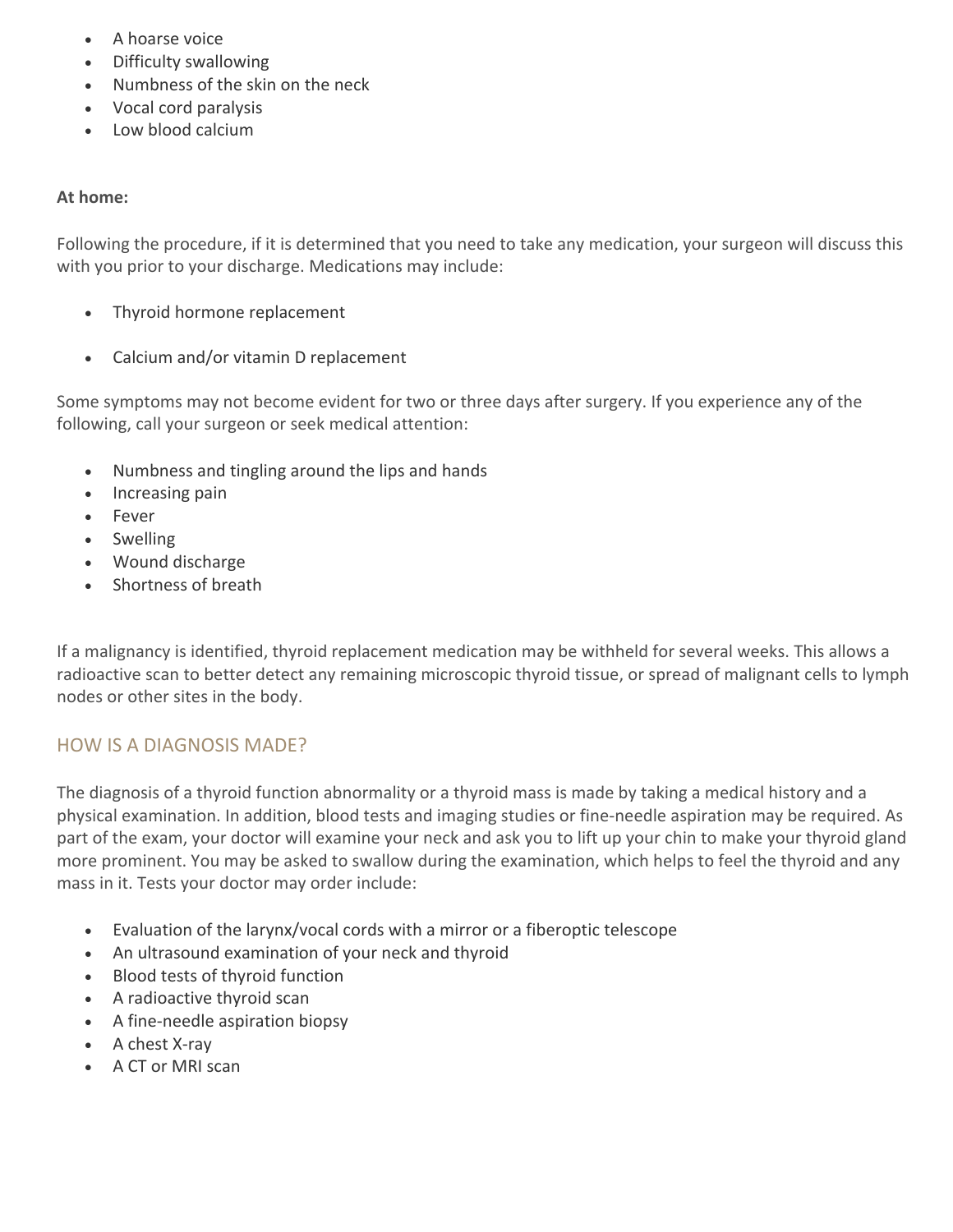- A hoarse voice
- Difficulty swallowing
- Numbness of the skin on the neck
- Vocal cord paralysis
- Low blood calcium

**At home:**

Following the procedure, if it is determined that you need to take any medication, your surgeon will discuss this with you prior to your discharge. Medications may include:

- Thyroid hormone replacement
- Calcium and/or vitamin D replacement

Some symptoms may not become evident for two or three days after surgery. If you experience any of the following, call your surgeon or seek medical attention:

- Numbness and tingling around the lips and hands
- Increasing pain
- Fever
- Swelling
- Wound discharge
- Shortness of breath

If a malignancy is identified, thyroid replacement medication may be withheld for several weeks. This allows a radioactive scan to better detect any remaining microscopic thyroid tissue, or spread of malignant cells to lymph nodes or other sites in the body.

## HOW IS A DIAGNOSIS MADE?

The diagnosis of a thyroid function abnormality or a thyroid mass is made by taking a medical history and a physical examination. In addition, blood tests and imaging studies or fine-needle aspiration may be required. As part of the exam, your doctor will examine your neck and ask you to lift up your chin to make your thyroid gland more prominent. You may be asked to swallow during the examination, which helps to feel the thyroid and any mass in it. Tests your doctor may order include:

- Evaluation of the larynx/vocal cords with a mirror or a fiberoptic telescope
- An ultrasound examination of your neck and thyroid
- Blood tests of thyroid function
- A radioactive thyroid scan
- A fine-needle aspiration biopsy
- A chest X-ray
- A CT or MRI scan